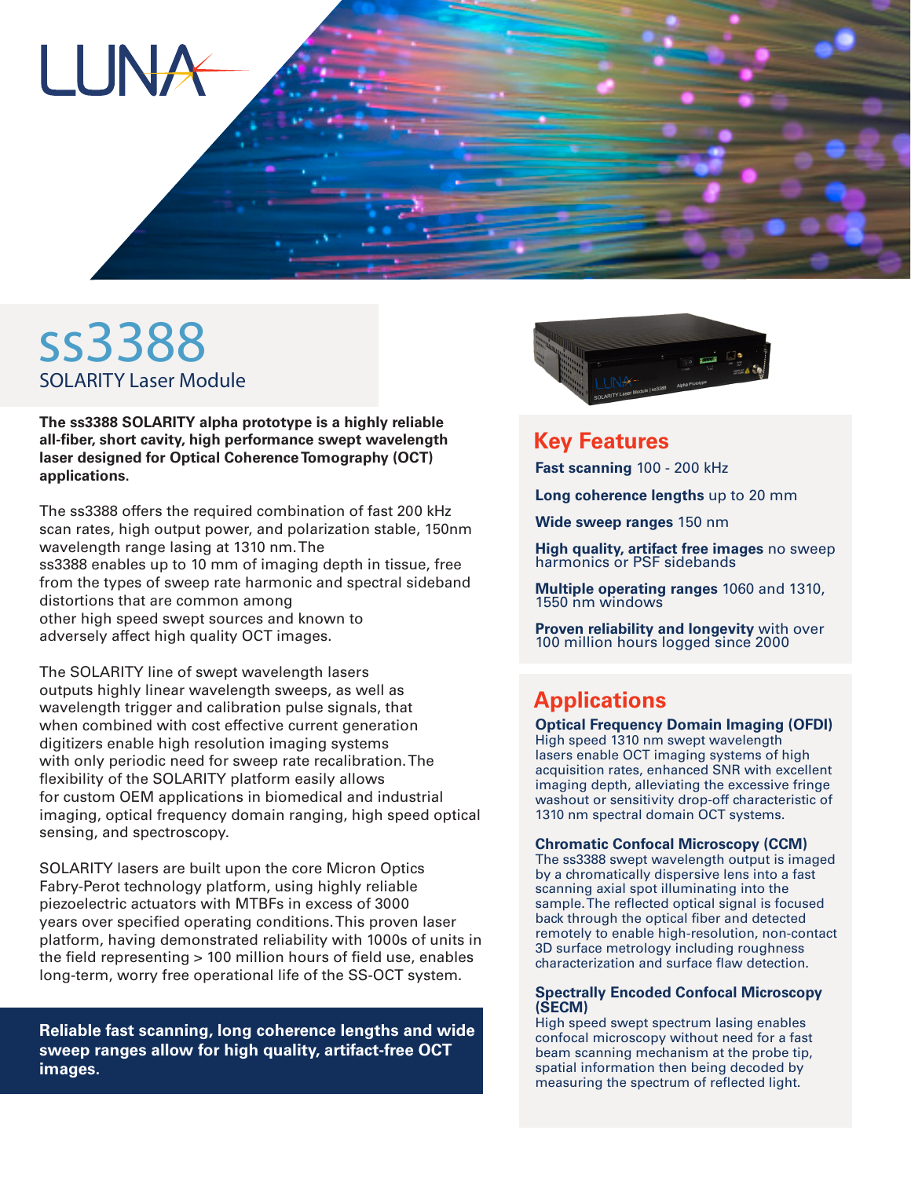LUNA

# ss3388

## SOLARITY Laser Module

**The ss3388 SOLARITY alpha prototype is a highly reliable all-fiber, short cavity, high performance swept wavelength laser designed for Optical Coherence Tomography (OCT) applications.**

The ss3388 offers the required combination of fast 200 kHz scan rates, high output power, and polarization stable, 150nm wavelength range lasing at 1310 nm. The ss3388 enables up to 10 mm of imaging depth in tissue, free from the types of sweep rate harmonic and spectral sideband distortions that are common among other high speed swept sources and known to adversely affect high quality OCT images.

The SOLARITY line of swept wavelength lasers outputs highly linear wavelength sweeps, as well as wavelength trigger and calibration pulse signals, that when combined with cost effective current generation digitizers enable high resolution imaging systems with only periodic need for sweep rate recalibration. The flexibility of the SOLARITY platform easily allows for custom OEM applications in biomedical and industrial imaging, optical frequency domain ranging, high speed optical sensing, and spectroscopy.

SOLARITY lasers are built upon the core Micron Optics Fabry-Perot technology platform, using highly reliable piezoelectric actuators with MTBFs in excess of 3000 years over specified operating conditions. This proven laser platform, having demonstrated reliability with 1000s of units in the field representing > 100 million hours of field use, enables long-term, worry free operational life of the SS-OCT system.

**Reliable fast scanning, long coherence lengths and wide sweep ranges allow for high quality, artifact-free OCT images.**

## Key Features

**Fast scanning** 100 - 200 kHz

**Long coherence lengths** up to 20 mm

**Wide sweep ranges** 150 nm

**High quality, artifact free images** no sweep harmonics or PSF sidebands

**Multiple operating ranges** 1060 and 1310, 1550 nm windows

**Proven reliability and longevity** with over 100 million hours logged since 2000

## Applications

**Optical Frequency Domain Imaging (OFDI)**
High speed 1310 nm swept wavelength lasers enable OCT imaging systems of high acquisition rates, enhanced SNR with excellent imaging depth, alleviating the excessive fringe washout or sensitivity drop-off characteristic of 1310 nm spectral domain OCT systems.

**Chromatic Confocal Microscopy (CCM)**
The ss3388 swept wavelength output is imaged by a chromatically dispersive lens into a fast scanning axial spot illuminating into the sample. The reflected optical signal is focused back through the optical fiber and detected remotely to enable high-resolution, non-contact 3D surface metrology including roughness characterization and surface flaw detection.

**Spectrally Encoded Confocal Microscopy (SECM)**
High speed swept spectrum lasing enables confocal microscopy without need for a fast beam scanning mechanism at the probe tip, spatial information then being decoded by measuring the spectrum of reflected light.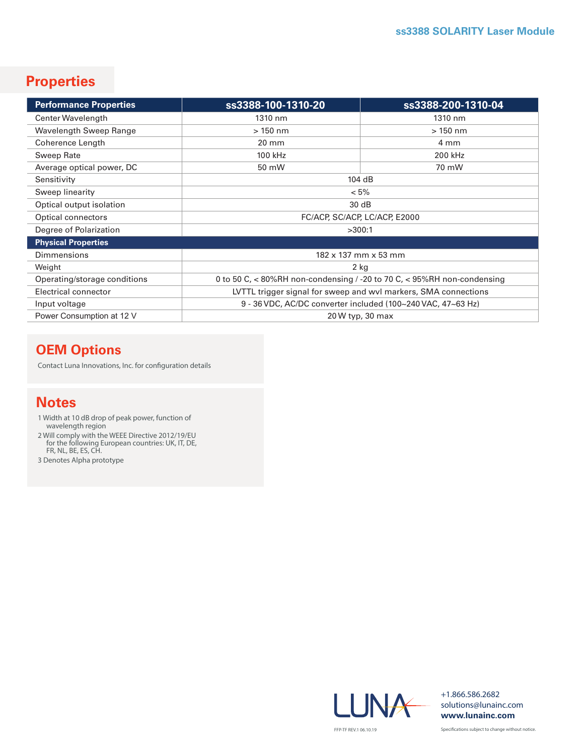# Properties

| Performance Properties | ss3388-100-1310-20 | ss3388-200-1310-04 |
|---|---|---|
| Center Wavelength | 1310 nm | 1310 nm |
| Wavelength Sweep Range | > 150 nm | > 150 nm |
| Coherence Length | 20 mm | 4 mm |
| Sweep Rate | 100 kHz | 200 kHz |
| Average optical power, DC | 50 mW | 70 mW |
| Sensitivity | 104 dB | |
| Sweep linearity | < 5% | |
| Optical output isolation | 30 dB | |
| Optical connectors | FC/ACP, SC/ACP, LC/ACP, E2000 | |
| Degree of Polarization | >300:1 | |
| **Physical Properties** | | |
| Dimmensions | 182 x 137 mm x 53 mm | |
| Weight | 2 kg | |
| Operating/storage conditions | 0 to 50 C, < 80%RH non-condensing / -20 to 70 C, < 95%RH non-condensing | |
| Electrical connector | LVTTL trigger signal for sweep and wvl markers, SMA connections | |
| Input voltage | 9 - 36 VDC, AC/DC converter included (100~240 VAC, 47~63 Hz) | |
| Power Consumption at 12 V | 20 W typ, 30 max | |

## OEM Options

Contact Luna Innovations, Inc. for configuration details

## Notes

1 Width at 10 dB drop of peak power, function of wavelength region

2 Will comply with the WEEE Directive 2012/19/EU for the following European countries: UK, IT, DE, FR, NL, BE, ES, CH.

3 Denotes Alpha prototype

LUNA

+1.866.586.2682
solutions@lunainc.com
**www.lunainc.com**

FFP-TF REV.1 06.10.19

Specifications subject to change without notice.